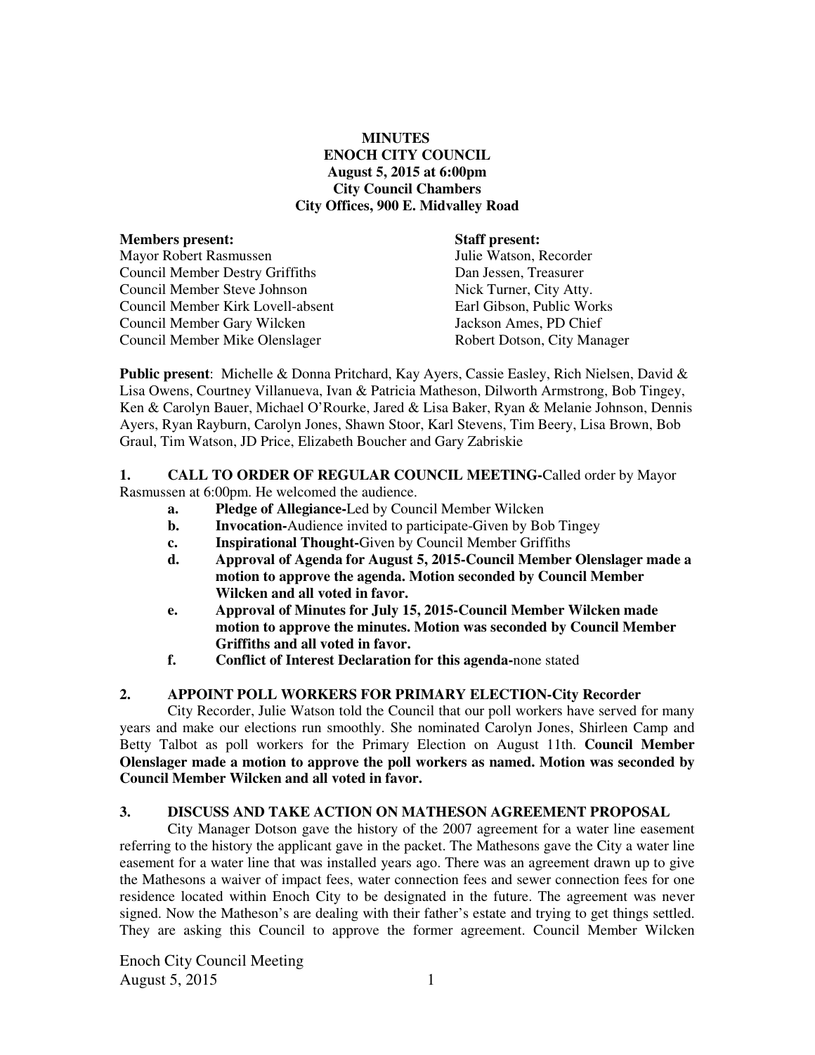**MINUTES**
**ENOCH CITY COUNCIL**
**August 5, 2015 at 6:00pm**
**City Council Chambers**
**City Offices, 900 E. Midvalley Road**

| **Members present:** | **Staff present:** |
|---|---|
| Mayor Robert Rasmussen | Julie Watson, Recorder |
| Council Member Destry Griffiths | Dan Jessen, Treasurer |
| Council Member Steve Johnson | Nick Turner, City Atty. |
| Council Member Kirk Lovell-absent | Earl Gibson, Public Works |
| Council Member Gary Wilcken | Jackson Ames, PD Chief |
| Council Member Mike Olenslager | Robert Dotson, City Manager |

**Public present**: Michelle & Donna Pritchard, Kay Ayers, Cassie Easley, Rich Nielsen, David & Lisa Owens, Courtney Villanueva, Ivan & Patricia Matheson, Dilworth Armstrong, Bob Tingey, Ken & Carolyn Bauer, Michael O'Rourke, Jared & Lisa Baker, Ryan & Melanie Johnson, Dennis Ayers, Ryan Rayburn, Carolyn Jones, Shawn Stoor, Karl Stevens, Tim Beery, Lisa Brown, Bob Graul, Tim Watson, JD Price, Elizabeth Boucher and Gary Zabriskie

**1. CALL TO ORDER OF REGULAR COUNCIL MEETING-**Called order by Mayor Rasmussen at 6:00pm. He welcomed the audience.

- **a. Pledge of Allegiance-**Led by Council Member Wilcken
- **b. Invocation-**Audience invited to participate-Given by Bob Tingey
- **c. Inspirational Thought-**Given by Council Member Griffiths
- **d. Approval of Agenda for August 5, 2015-Council Member Olenslager made a motion to approve the agenda. Motion seconded by Council Member Wilcken and all voted in favor.**
- **e. Approval of Minutes for July 15, 2015-Council Member Wilcken made motion to approve the minutes. Motion was seconded by Council Member Griffiths and all voted in favor.**
- **f. Conflict of Interest Declaration for this agenda-**none stated

**2. APPOINT POLL WORKERS FOR PRIMARY ELECTION-City Recorder**

City Recorder, Julie Watson told the Council that our poll workers have served for many years and make our elections run smoothly. She nominated Carolyn Jones, Shirleen Camp and Betty Talbot as poll workers for the Primary Election on August 11th. **Council Member Olenslager made a motion to approve the poll workers as named. Motion was seconded by Council Member Wilcken and all voted in favor.**

**3. DISCUSS AND TAKE ACTION ON MATHESON AGREEMENT PROPOSAL**

City Manager Dotson gave the history of the 2007 agreement for a water line easement referring to the history the applicant gave in the packet. The Mathesons gave the City a water line easement for a water line that was installed years ago. There was an agreement drawn up to give the Mathesons a waiver of impact fees, water connection fees and sewer connection fees for one residence located within Enoch City to be designated in the future. The agreement was never signed. Now the Matheson's are dealing with their father's estate and trying to get things settled. They are asking this Council to approve the former agreement. Council Member Wilcken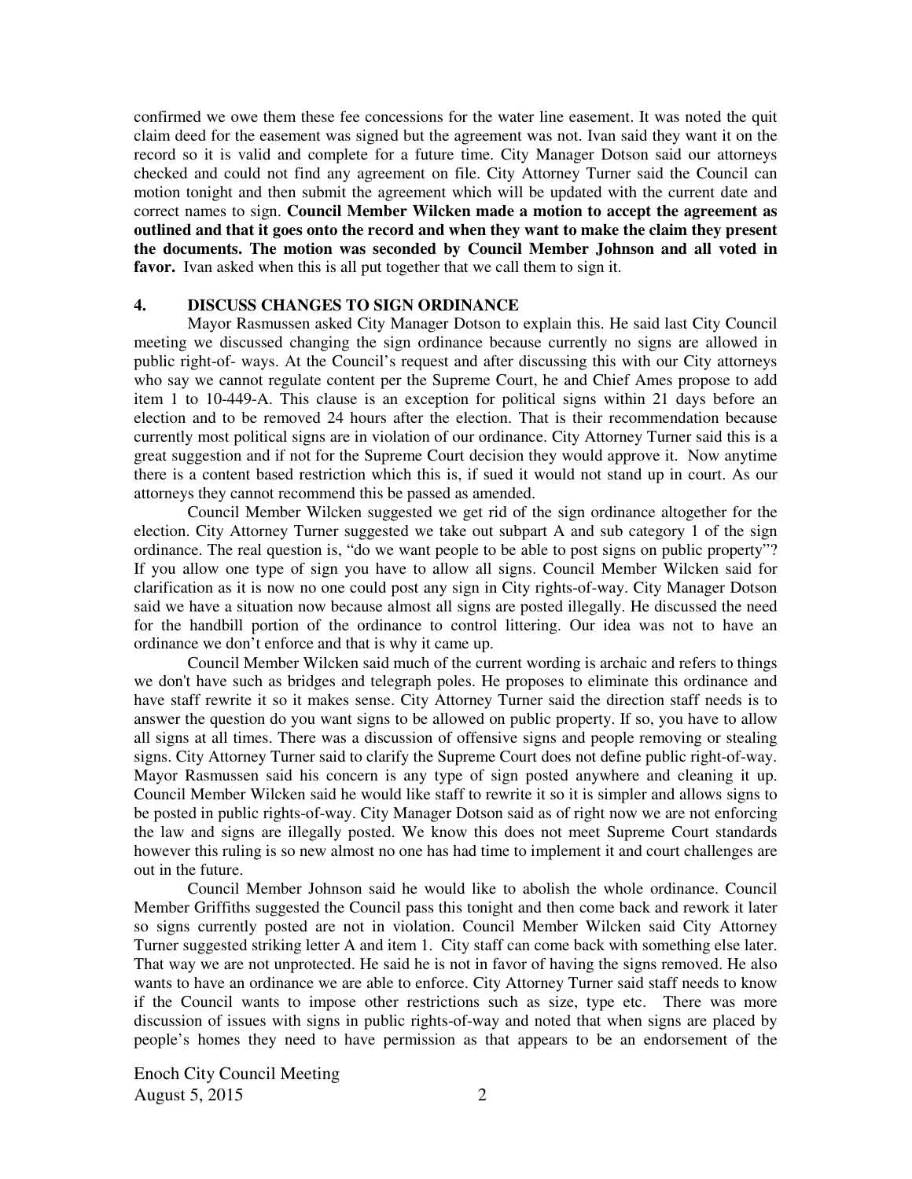confirmed we owe them these fee concessions for the water line easement. It was noted the quit claim deed for the easement was signed but the agreement was not. Ivan said they want it on the record so it is valid and complete for a future time. City Manager Dotson said our attorneys checked and could not find any agreement on file. City Attorney Turner said the Council can motion tonight and then submit the agreement which will be updated with the current date and correct names to sign. **Council Member Wilcken made a motion to accept the agreement as outlined and that it goes onto the record and when they want to make the claim they present the documents. The motion was seconded by Council Member Johnson and all voted in favor.** Ivan asked when this is all put together that we call them to sign it.

## 4. DISCUSS CHANGES TO SIGN ORDINANCE

Mayor Rasmussen asked City Manager Dotson to explain this. He said last City Council meeting we discussed changing the sign ordinance because currently no signs are allowed in public right-of- ways. At the Council's request and after discussing this with our City attorneys who say we cannot regulate content per the Supreme Court, he and Chief Ames propose to add item 1 to 10-449-A. This clause is an exception for political signs within 21 days before an election and to be removed 24 hours after the election. That is their recommendation because currently most political signs are in violation of our ordinance. City Attorney Turner said this is a great suggestion and if not for the Supreme Court decision they would approve it. Now anytime there is a content based restriction which this is, if sued it would not stand up in court. As our attorneys they cannot recommend this be passed as amended.

Council Member Wilcken suggested we get rid of the sign ordinance altogether for the election. City Attorney Turner suggested we take out subpart A and sub category 1 of the sign ordinance. The real question is, "do we want people to be able to post signs on public property"? If you allow one type of sign you have to allow all signs. Council Member Wilcken said for clarification as it is now no one could post any sign in City rights-of-way. City Manager Dotson said we have a situation now because almost all signs are posted illegally. He discussed the need for the handbill portion of the ordinance to control littering. Our idea was not to have an ordinance we don't enforce and that is why it came up.

Council Member Wilcken said much of the current wording is archaic and refers to things we don't have such as bridges and telegraph poles. He proposes to eliminate this ordinance and have staff rewrite it so it makes sense. City Attorney Turner said the direction staff needs is to answer the question do you want signs to be allowed on public property. If so, you have to allow all signs at all times. There was a discussion of offensive signs and people removing or stealing signs. City Attorney Turner said to clarify the Supreme Court does not define public right-of-way. Mayor Rasmussen said his concern is any type of sign posted anywhere and cleaning it up. Council Member Wilcken said he would like staff to rewrite it so it is simpler and allows signs to be posted in public rights-of-way. City Manager Dotson said as of right now we are not enforcing the law and signs are illegally posted. We know this does not meet Supreme Court standards however this ruling is so new almost no one has had time to implement it and court challenges are out in the future.

Council Member Johnson said he would like to abolish the whole ordinance. Council Member Griffiths suggested the Council pass this tonight and then come back and rework it later so signs currently posted are not in violation. Council Member Wilcken said City Attorney Turner suggested striking letter A and item 1. City staff can come back with something else later. That way we are not unprotected. He said he is not in favor of having the signs removed. He also wants to have an ordinance we are able to enforce. City Attorney Turner said staff needs to know if the Council wants to impose other restrictions such as size, type etc. There was more discussion of issues with signs in public rights-of-way and noted that when signs are placed by people's homes they need to have permission as that appears to be an endorsement of the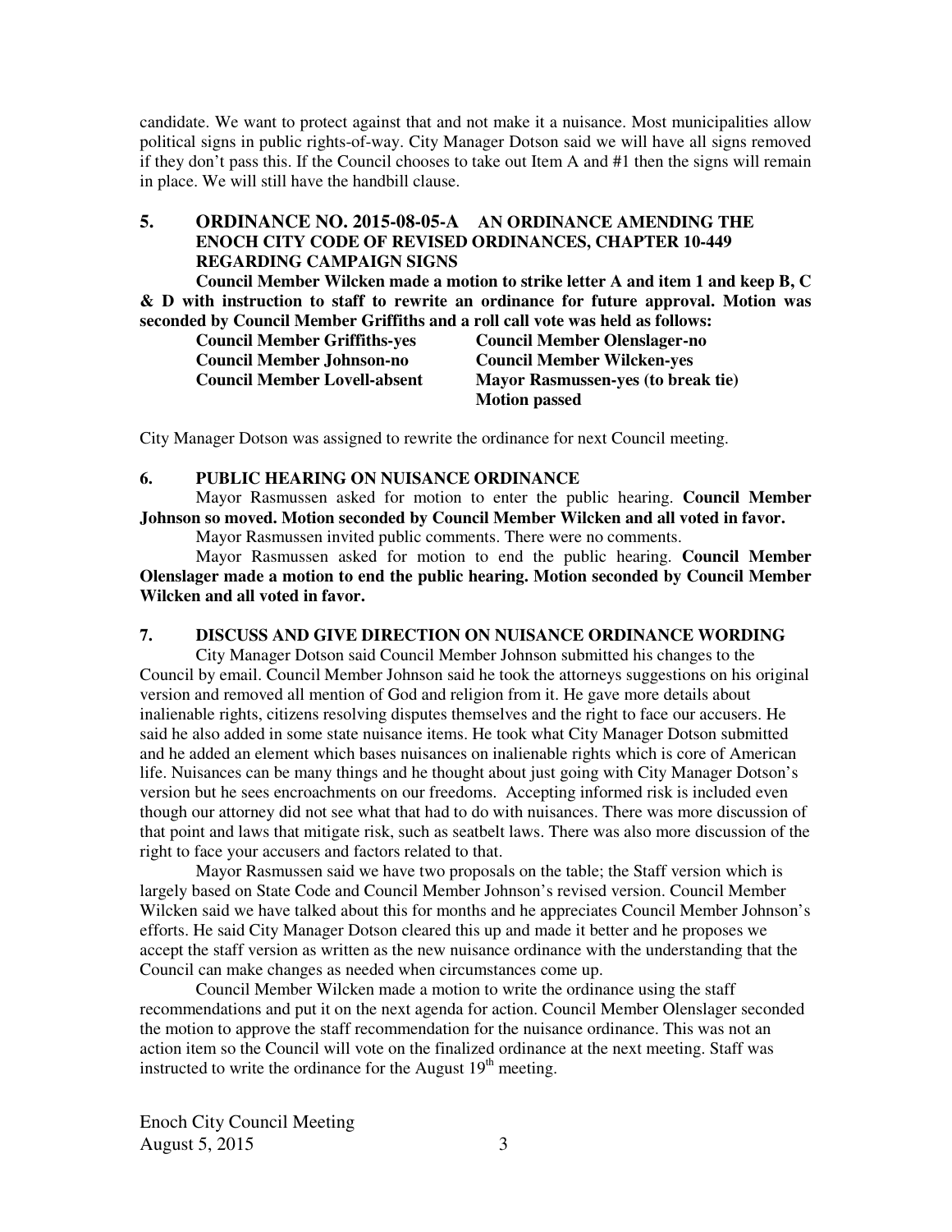candidate. We want to protect against that and not make it a nuisance. Most municipalities allow political signs in public rights-of-way. City Manager Dotson said we will have all signs removed if they don't pass this. If the Council chooses to take out Item A and #1 then the signs will remain in place. We will still have the handbill clause.

## 5. ORDINANCE NO. 2015-08-05-A AN ORDINANCE AMENDING THE ENOCH CITY CODE OF REVISED ORDINANCES, CHAPTER 10-449 REGARDING CAMPAIGN SIGNS

**Council Member Wilcken made a motion to strike letter A and item 1 and keep B, C & D with instruction to staff to rewrite an ordinance for future approval. Motion was seconded by Council Member Griffiths and a roll call vote was held as follows:**

| | |
|---|---|
| **Council Member Griffiths-yes** | **Council Member Olenslager-no** |
| **Council Member Johnson-no** | **Council Member Wilcken-yes** |
| **Council Member Lovell-absent** | **Mayor Rasmussen-yes (to break tie)** |
| | **Motion passed** |

City Manager Dotson was assigned to rewrite the ordinance for next Council meeting.

## 6. PUBLIC HEARING ON NUISANCE ORDINANCE

Mayor Rasmussen asked for motion to enter the public hearing. **Council Member Johnson so moved. Motion seconded by Council Member Wilcken and all voted in favor.**

Mayor Rasmussen invited public comments. There were no comments.

Mayor Rasmussen asked for motion to end the public hearing. **Council Member Olenslager made a motion to end the public hearing. Motion seconded by Council Member Wilcken and all voted in favor.**

## 7. DISCUSS AND GIVE DIRECTION ON NUISANCE ORDINANCE WORDING

City Manager Dotson said Council Member Johnson submitted his changes to the Council by email. Council Member Johnson said he took the attorneys suggestions on his original version and removed all mention of God and religion from it. He gave more details about inalienable rights, citizens resolving disputes themselves and the right to face our accusers. He said he also added in some state nuisance items. He took what City Manager Dotson submitted and he added an element which bases nuisances on inalienable rights which is core of American life. Nuisances can be many things and he thought about just going with City Manager Dotson's version but he sees encroachments on our freedoms. Accepting informed risk is included even though our attorney did not see what that had to do with nuisances. There was more discussion of that point and laws that mitigate risk, such as seatbelt laws. There was also more discussion of the right to face your accusers and factors related to that.

Mayor Rasmussen said we have two proposals on the table; the Staff version which is largely based on State Code and Council Member Johnson's revised version. Council Member Wilcken said we have talked about this for months and he appreciates Council Member Johnson's efforts. He said City Manager Dotson cleared this up and made it better and he proposes we accept the staff version as written as the new nuisance ordinance with the understanding that the Council can make changes as needed when circumstances come up.

Council Member Wilcken made a motion to write the ordinance using the staff recommendations and put it on the next agenda for action. Council Member Olenslager seconded the motion to approve the staff recommendation for the nuisance ordinance. This was not an action item so the Council will vote on the finalized ordinance at the next meeting. Staff was instructed to write the ordinance for the August 19th meeting.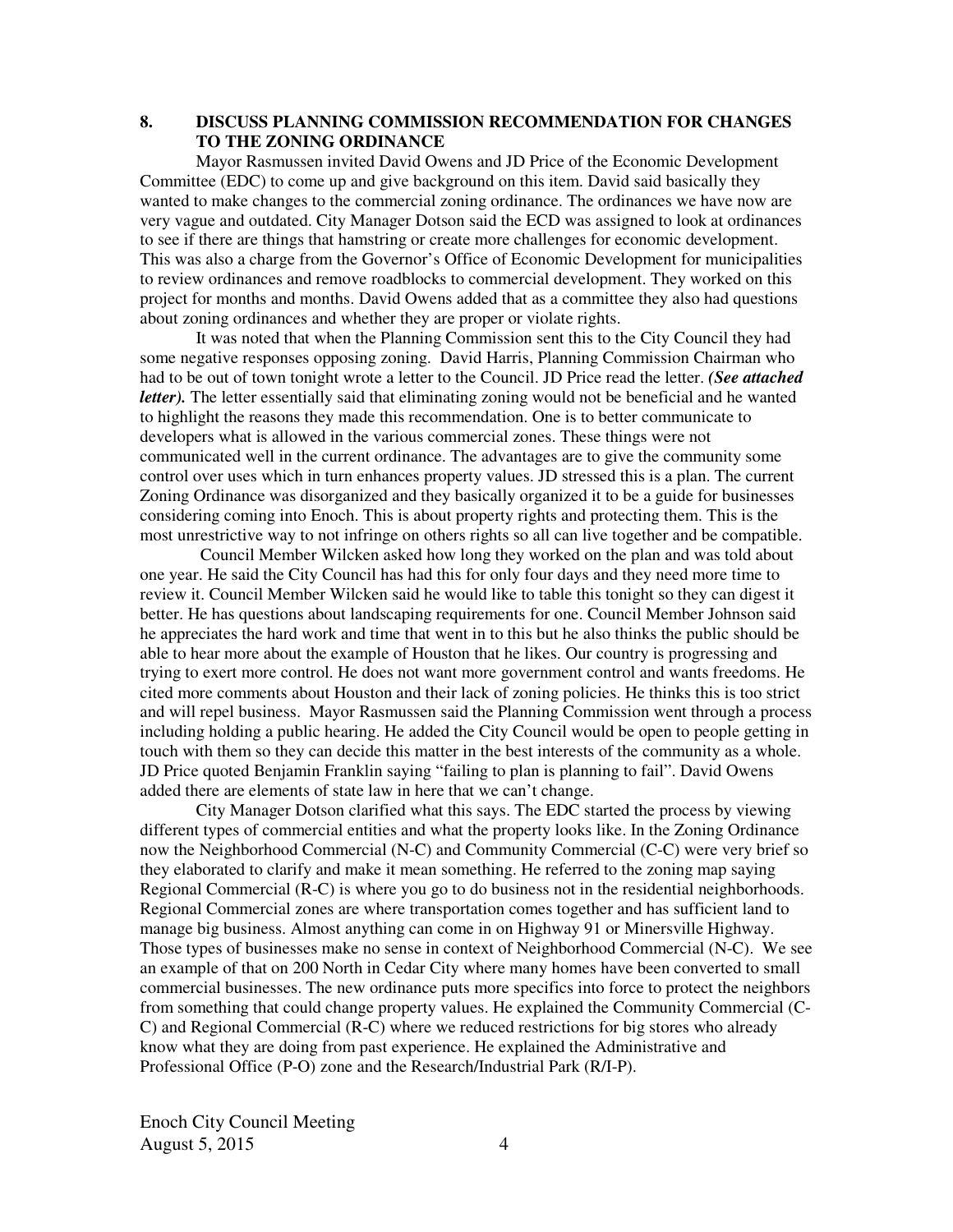## 8. DISCUSS PLANNING COMMISSION RECOMMENDATION FOR CHANGES TO THE ZONING ORDINANCE

Mayor Rasmussen invited David Owens and JD Price of the Economic Development Committee (EDC) to come up and give background on this item. David said basically they wanted to make changes to the commercial zoning ordinance. The ordinances we have now are very vague and outdated. City Manager Dotson said the ECD was assigned to look at ordinances to see if there are things that hamstring or create more challenges for economic development. This was also a charge from the Governor's Office of Economic Development for municipalities to review ordinances and remove roadblocks to commercial development. They worked on this project for months and months. David Owens added that as a committee they also had questions about zoning ordinances and whether they are proper or violate rights.

It was noted that when the Planning Commission sent this to the City Council they had some negative responses opposing zoning. David Harris, Planning Commission Chairman who had to be out of town tonight wrote a letter to the Council. JD Price read the letter. ***(See attached letter).*** The letter essentially said that eliminating zoning would not be beneficial and he wanted to highlight the reasons they made this recommendation. One is to better communicate to developers what is allowed in the various commercial zones. These things were not communicated well in the current ordinance. The advantages are to give the community some control over uses which in turn enhances property values. JD stressed this is a plan. The current Zoning Ordinance was disorganized and they basically organized it to be a guide for businesses considering coming into Enoch. This is about property rights and protecting them. This is the most unrestrictive way to not infringe on others rights so all can live together and be compatible.

Council Member Wilcken asked how long they worked on the plan and was told about one year. He said the City Council has had this for only four days and they need more time to review it. Council Member Wilcken said he would like to table this tonight so they can digest it better. He has questions about landscaping requirements for one. Council Member Johnson said he appreciates the hard work and time that went in to this but he also thinks the public should be able to hear more about the example of Houston that he likes. Our country is progressing and trying to exert more control. He does not want more government control and wants freedoms. He cited more comments about Houston and their lack of zoning policies. He thinks this is too strict and will repel business. Mayor Rasmussen said the Planning Commission went through a process including holding a public hearing. He added the City Council would be open to people getting in touch with them so they can decide this matter in the best interests of the community as a whole. JD Price quoted Benjamin Franklin saying "failing to plan is planning to fail". David Owens added there are elements of state law in here that we can't change.

City Manager Dotson clarified what this says. The EDC started the process by viewing different types of commercial entities and what the property looks like. In the Zoning Ordinance now the Neighborhood Commercial (N-C) and Community Commercial (C-C) were very brief so they elaborated to clarify and make it mean something. He referred to the zoning map saying Regional Commercial (R-C) is where you go to do business not in the residential neighborhoods. Regional Commercial zones are where transportation comes together and has sufficient land to manage big business. Almost anything can come in on Highway 91 or Minersville Highway. Those types of businesses make no sense in context of Neighborhood Commercial (N-C). We see an example of that on 200 North in Cedar City where many homes have been converted to small commercial businesses. The new ordinance puts more specifics into force to protect the neighbors from something that could change property values. He explained the Community Commercial (C-C) and Regional Commercial (R-C) where we reduced restrictions for big stores who already know what they are doing from past experience. He explained the Administrative and Professional Office (P-O) zone and the Research/Industrial Park (R/I-P).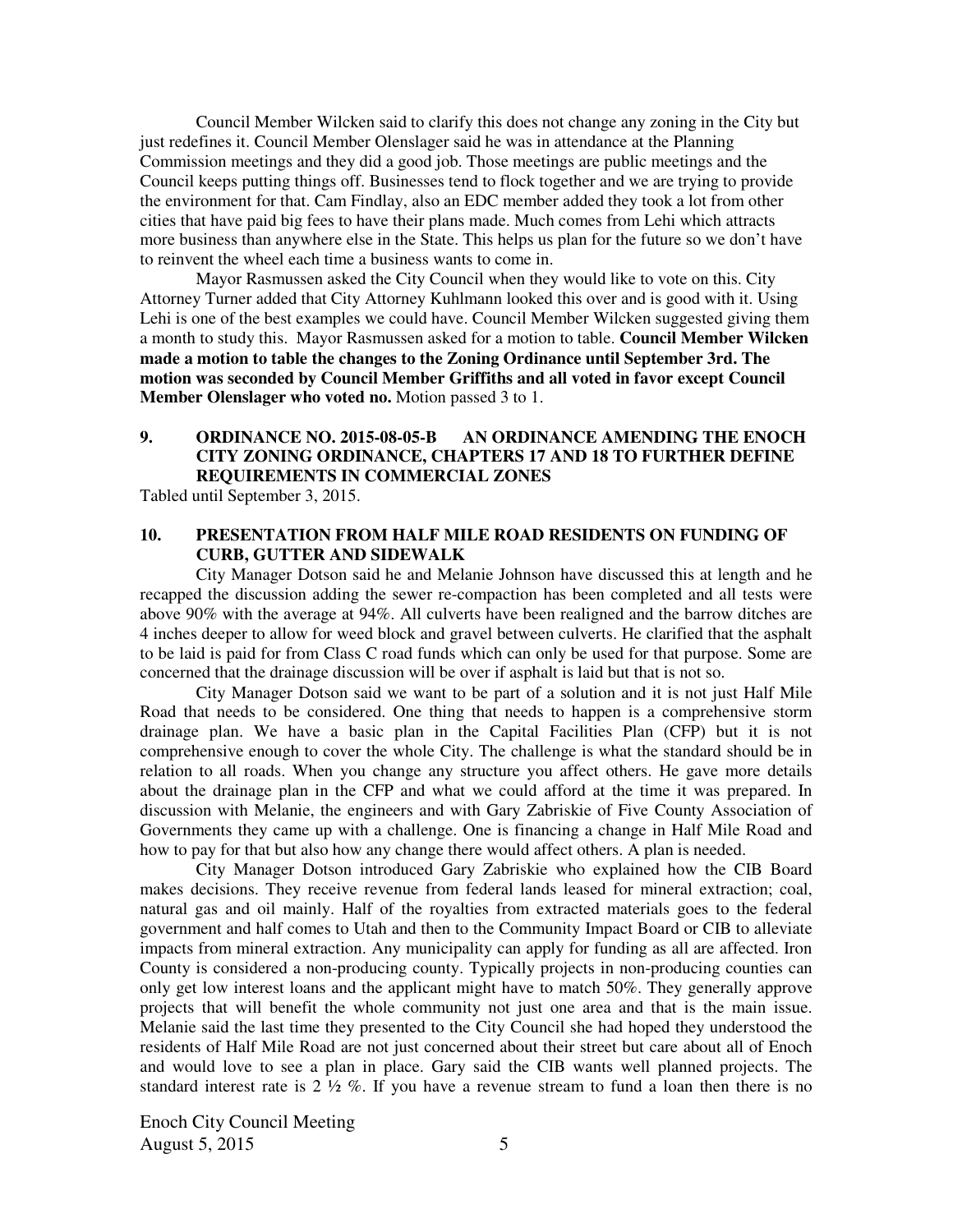Council Member Wilcken said to clarify this does not change any zoning in the City but just redefines it. Council Member Olenslager said he was in attendance at the Planning Commission meetings and they did a good job. Those meetings are public meetings and the Council keeps putting things off. Businesses tend to flock together and we are trying to provide the environment for that. Cam Findlay, also an EDC member added they took a lot from other cities that have paid big fees to have their plans made. Much comes from Lehi which attracts more business than anywhere else in the State. This helps us plan for the future so we don't have to reinvent the wheel each time a business wants to come in.

Mayor Rasmussen asked the City Council when they would like to vote on this. City Attorney Turner added that City Attorney Kuhlmann looked this over and is good with it. Using Lehi is one of the best examples we could have. Council Member Wilcken suggested giving them a month to study this. Mayor Rasmussen asked for a motion to table. **Council Member Wilcken made a motion to table the changes to the Zoning Ordinance until September 3rd. The motion was seconded by Council Member Griffiths and all voted in favor except Council Member Olenslager who voted no.** Motion passed 3 to 1.

**9. ORDINANCE NO. 2015-08-05-B AN ORDINANCE AMENDING THE ENOCH CITY ZONING ORDINANCE, CHAPTERS 17 AND 18 TO FURTHER DEFINE REQUIREMENTS IN COMMERCIAL ZONES**

Tabled until September 3, 2015.

**10. PRESENTATION FROM HALF MILE ROAD RESIDENTS ON FUNDING OF CURB, GUTTER AND SIDEWALK**

City Manager Dotson said he and Melanie Johnson have discussed this at length and he recapped the discussion adding the sewer re-compaction has been completed and all tests were above 90% with the average at 94%. All culverts have been realigned and the barrow ditches are 4 inches deeper to allow for weed block and gravel between culverts. He clarified that the asphalt to be laid is paid for from Class C road funds which can only be used for that purpose. Some are concerned that the drainage discussion will be over if asphalt is laid but that is not so.

City Manager Dotson said we want to be part of a solution and it is not just Half Mile Road that needs to be considered. One thing that needs to happen is a comprehensive storm drainage plan. We have a basic plan in the Capital Facilities Plan (CFP) but it is not comprehensive enough to cover the whole City. The challenge is what the standard should be in relation to all roads. When you change any structure you affect others. He gave more details about the drainage plan in the CFP and what we could afford at the time it was prepared. In discussion with Melanie, the engineers and with Gary Zabriskie of Five County Association of Governments they came up with a challenge. One is financing a change in Half Mile Road and how to pay for that but also how any change there would affect others. A plan is needed.

City Manager Dotson introduced Gary Zabriskie who explained how the CIB Board makes decisions. They receive revenue from federal lands leased for mineral extraction; coal, natural gas and oil mainly. Half of the royalties from extracted materials goes to the federal government and half comes to Utah and then to the Community Impact Board or CIB to alleviate impacts from mineral extraction. Any municipality can apply for funding as all are affected. Iron County is considered a non-producing county. Typically projects in non-producing counties can only get low interest loans and the applicant might have to match 50%. They generally approve projects that will benefit the whole community not just one area and that is the main issue. Melanie said the last time they presented to the City Council she had hoped they understood the residents of Half Mile Road are not just concerned about their street but care about all of Enoch and would love to see a plan in place. Gary said the CIB wants well planned projects. The standard interest rate is 2 ½ %. If you have a revenue stream to fund a loan then there is no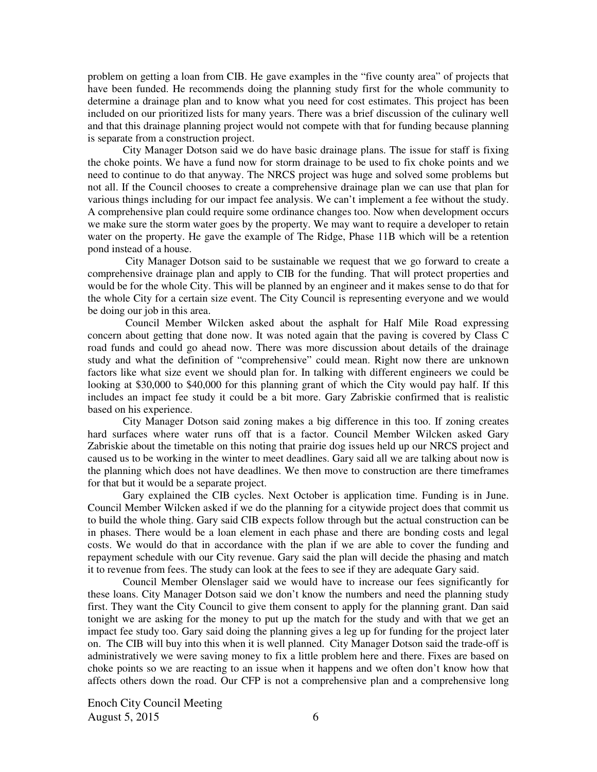problem on getting a loan from CIB. He gave examples in the "five county area" of projects that have been funded. He recommends doing the planning study first for the whole community to determine a drainage plan and to know what you need for cost estimates. This project has been included on our prioritized lists for many years. There was a brief discussion of the culinary well and that this drainage planning project would not compete with that for funding because planning is separate from a construction project.

City Manager Dotson said we do have basic drainage plans. The issue for staff is fixing the choke points. We have a fund now for storm drainage to be used to fix choke points and we need to continue to do that anyway. The NRCS project was huge and solved some problems but not all. If the Council chooses to create a comprehensive drainage plan we can use that plan for various things including for our impact fee analysis. We can't implement a fee without the study. A comprehensive plan could require some ordinance changes too. Now when development occurs we make sure the storm water goes by the property. We may want to require a developer to retain water on the property. He gave the example of The Ridge, Phase 11B which will be a retention pond instead of a house.

City Manager Dotson said to be sustainable we request that we go forward to create a comprehensive drainage plan and apply to CIB for the funding. That will protect properties and would be for the whole City. This will be planned by an engineer and it makes sense to do that for the whole City for a certain size event. The City Council is representing everyone and we would be doing our job in this area.

Council Member Wilcken asked about the asphalt for Half Mile Road expressing concern about getting that done now. It was noted again that the paving is covered by Class C road funds and could go ahead now. There was more discussion about details of the drainage study and what the definition of "comprehensive" could mean. Right now there are unknown factors like what size event we should plan for. In talking with different engineers we could be looking at $30,000 to $40,000 for this planning grant of which the City would pay half. If this includes an impact fee study it could be a bit more. Gary Zabriskie confirmed that is realistic based on his experience.

City Manager Dotson said zoning makes a big difference in this too. If zoning creates hard surfaces where water runs off that is a factor. Council Member Wilcken asked Gary Zabriskie about the timetable on this noting that prairie dog issues held up our NRCS project and caused us to be working in the winter to meet deadlines. Gary said all we are talking about now is the planning which does not have deadlines. We then move to construction are there timeframes for that but it would be a separate project.

Gary explained the CIB cycles. Next October is application time. Funding is in June. Council Member Wilcken asked if we do the planning for a citywide project does that commit us to build the whole thing. Gary said CIB expects follow through but the actual construction can be in phases. There would be a loan element in each phase and there are bonding costs and legal costs. We would do that in accordance with the plan if we are able to cover the funding and repayment schedule with our City revenue. Gary said the plan will decide the phasing and match it to revenue from fees. The study can look at the fees to see if they are adequate Gary said.

Council Member Olenslager said we would have to increase our fees significantly for these loans. City Manager Dotson said we don't know the numbers and need the planning study first. They want the City Council to give them consent to apply for the planning grant. Dan said tonight we are asking for the money to put up the match for the study and with that we get an impact fee study too. Gary said doing the planning gives a leg up for funding for the project later on. The CIB will buy into this when it is well planned. City Manager Dotson said the trade-off is administratively we were saving money to fix a little problem here and there. Fixes are based on choke points so we are reacting to an issue when it happens and we often don't know how that affects others down the road. Our CFP is not a comprehensive plan and a comprehensive long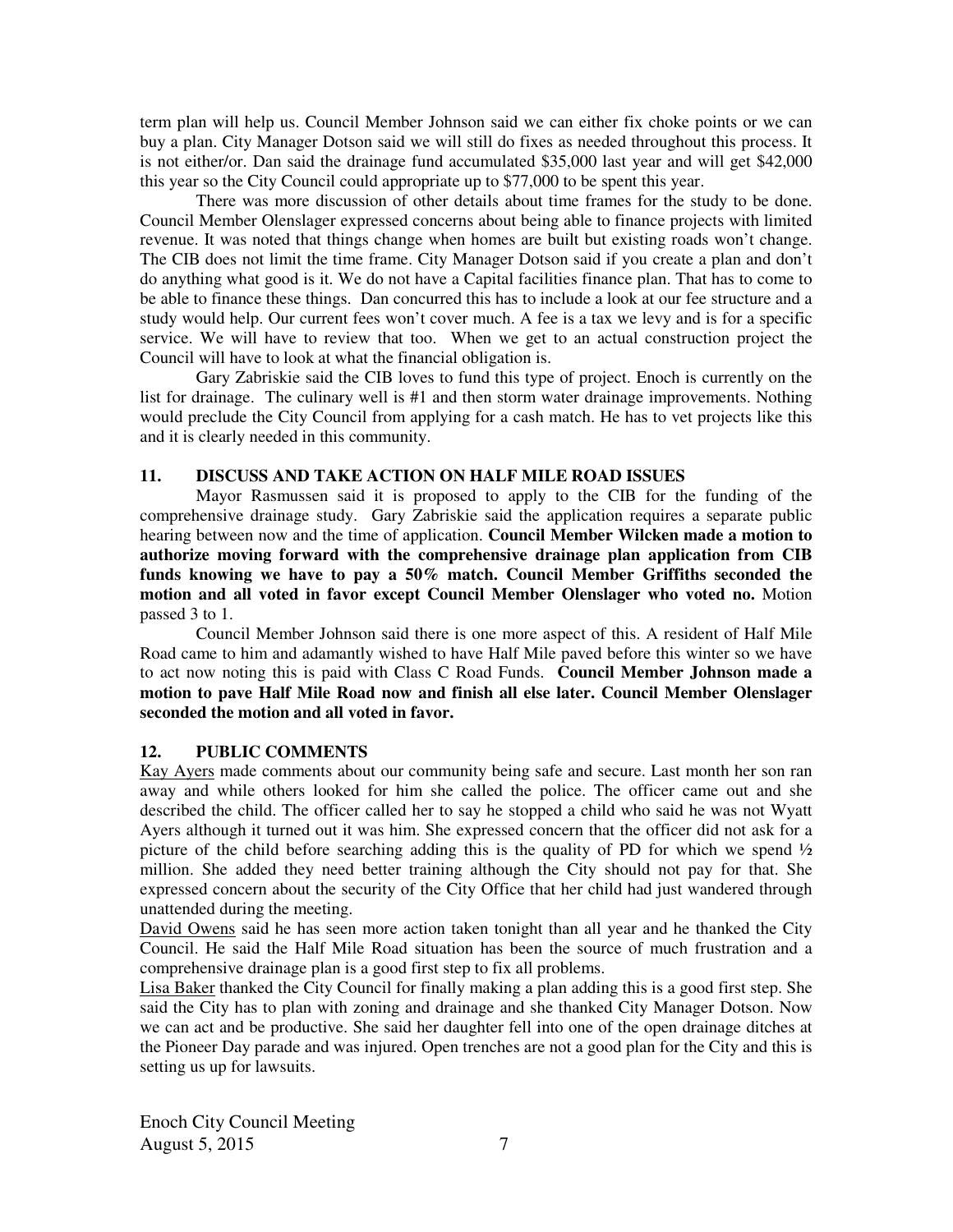term plan will help us. Council Member Johnson said we can either fix choke points or we can buy a plan. City Manager Dotson said we will still do fixes as needed throughout this process. It is not either/or. Dan said the drainage fund accumulated $35,000 last year and will get $42,000 this year so the City Council could appropriate up to $77,000 to be spent this year.

There was more discussion of other details about time frames for the study to be done. Council Member Olenslager expressed concerns about being able to finance projects with limited revenue. It was noted that things change when homes are built but existing roads won't change. The CIB does not limit the time frame. City Manager Dotson said if you create a plan and don't do anything what good is it. We do not have a Capital facilities finance plan. That has to come to be able to finance these things. Dan concurred this has to include a look at our fee structure and a study would help. Our current fees won't cover much. A fee is a tax we levy and is for a specific service. We will have to review that too. When we get to an actual construction project the Council will have to look at what the financial obligation is.

Gary Zabriskie said the CIB loves to fund this type of project. Enoch is currently on the list for drainage. The culinary well is #1 and then storm water drainage improvements. Nothing would preclude the City Council from applying for a cash match. He has to vet projects like this and it is clearly needed in this community.

## 11. DISCUSS AND TAKE ACTION ON HALF MILE ROAD ISSUES

Mayor Rasmussen said it is proposed to apply to the CIB for the funding of the comprehensive drainage study. Gary Zabriskie said the application requires a separate public hearing between now and the time of application. **Council Member Wilcken made a motion to authorize moving forward with the comprehensive drainage plan application from CIB funds knowing we have to pay a 50% match. Council Member Griffiths seconded the motion and all voted in favor except Council Member Olenslager who voted no.** Motion passed 3 to 1.

Council Member Johnson said there is one more aspect of this. A resident of Half Mile Road came to him and adamantly wished to have Half Mile paved before this winter so we have to act now noting this is paid with Class C Road Funds. **Council Member Johnson made a motion to pave Half Mile Road now and finish all else later. Council Member Olenslager seconded the motion and all voted in favor.**

## 12. PUBLIC COMMENTS

Kay Ayers made comments about our community being safe and secure. Last month her son ran away and while others looked for him she called the police. The officer came out and she described the child. The officer called her to say he stopped a child who said he was not Wyatt Ayers although it turned out it was him. She expressed concern that the officer did not ask for a picture of the child before searching adding this is the quality of PD for which we spend ½ million. She added they need better training although the City should not pay for that. She expressed concern about the security of the City Office that her child had just wandered through unattended during the meeting.

David Owens said he has seen more action taken tonight than all year and he thanked the City Council. He said the Half Mile Road situation has been the source of much frustration and a comprehensive drainage plan is a good first step to fix all problems.

Lisa Baker thanked the City Council for finally making a plan adding this is a good first step. She said the City has to plan with zoning and drainage and she thanked City Manager Dotson. Now we can act and be productive. She said her daughter fell into one of the open drainage ditches at the Pioneer Day parade and was injured. Open trenches are not a good plan for the City and this is setting us up for lawsuits.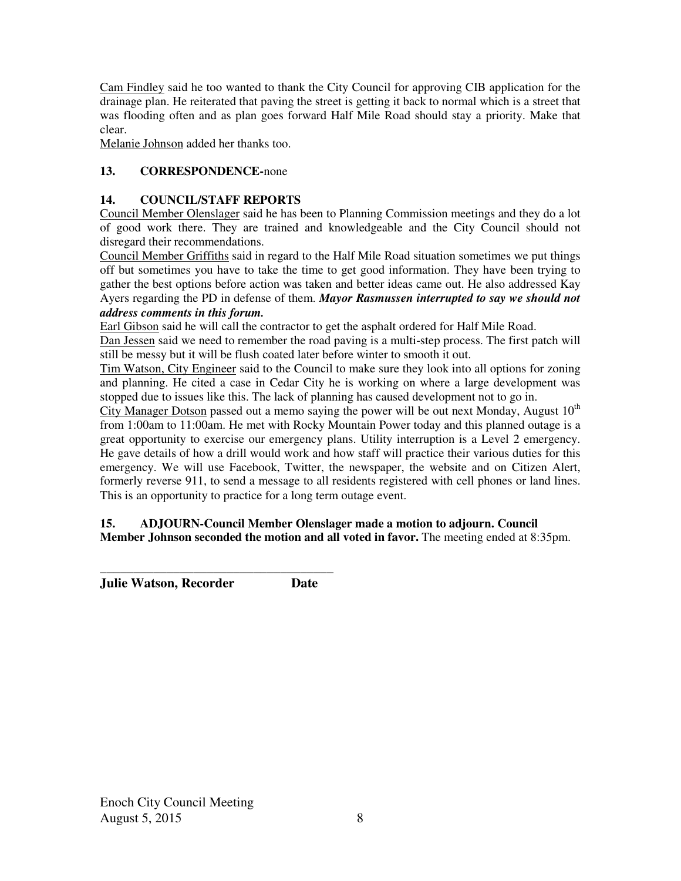Cam Findley said he too wanted to thank the City Council for approving CIB application for the drainage plan. He reiterated that paving the street is getting it back to normal which is a street that was flooding often and as plan goes forward Half Mile Road should stay a priority. Make that clear.

Melanie Johnson added her thanks too.

**13. CORRESPONDENCE-**none

**14. COUNCIL/STAFF REPORTS**

Council Member Olenslager said he has been to Planning Commission meetings and they do a lot of good work there. They are trained and knowledgeable and the City Council should not disregard their recommendations.

Council Member Griffiths said in regard to the Half Mile Road situation sometimes we put things off but sometimes you have to take the time to get good information. They have been trying to gather the best options before action was taken and better ideas came out. He also addressed Kay Ayers regarding the PD in defense of them. ***Mayor Rasmussen interrupted to say we should not address comments in this forum.***

Earl Gibson said he will call the contractor to get the asphalt ordered for Half Mile Road.

Dan Jessen said we need to remember the road paving is a multi-step process. The first patch will still be messy but it will be flush coated later before winter to smooth it out.

Tim Watson, City Engineer said to the Council to make sure they look into all options for zoning and planning. He cited a case in Cedar City he is working on where a large development was stopped due to issues like this. The lack of planning has caused development not to go in.

City Manager Dotson passed out a memo saying the power will be out next Monday, August 10th from 1:00am to 11:00am. He met with Rocky Mountain Power today and this planned outage is a great opportunity to exercise our emergency plans. Utility interruption is a Level 2 emergency. He gave details of how a drill would work and how staff will practice their various duties for this emergency. We will use Facebook, Twitter, the newspaper, the website and on Citizen Alert, formerly reverse 911, to send a message to all residents registered with cell phones or land lines. This is an opportunity to practice for a long term outage event.

**15. ADJOURN-Council Member Olenslager made a motion to adjourn. Council Member Johnson seconded the motion and all voted in favor.** The meeting ended at 8:35pm.

\_\_\_\_\_\_\_\_\_\_\_\_\_\_\_\_\_\_\_\_\_\_\_\_\_\_\_\_\_\_\_\_\_\_\_\_\_\_

**Julie Watson, Recorder Date**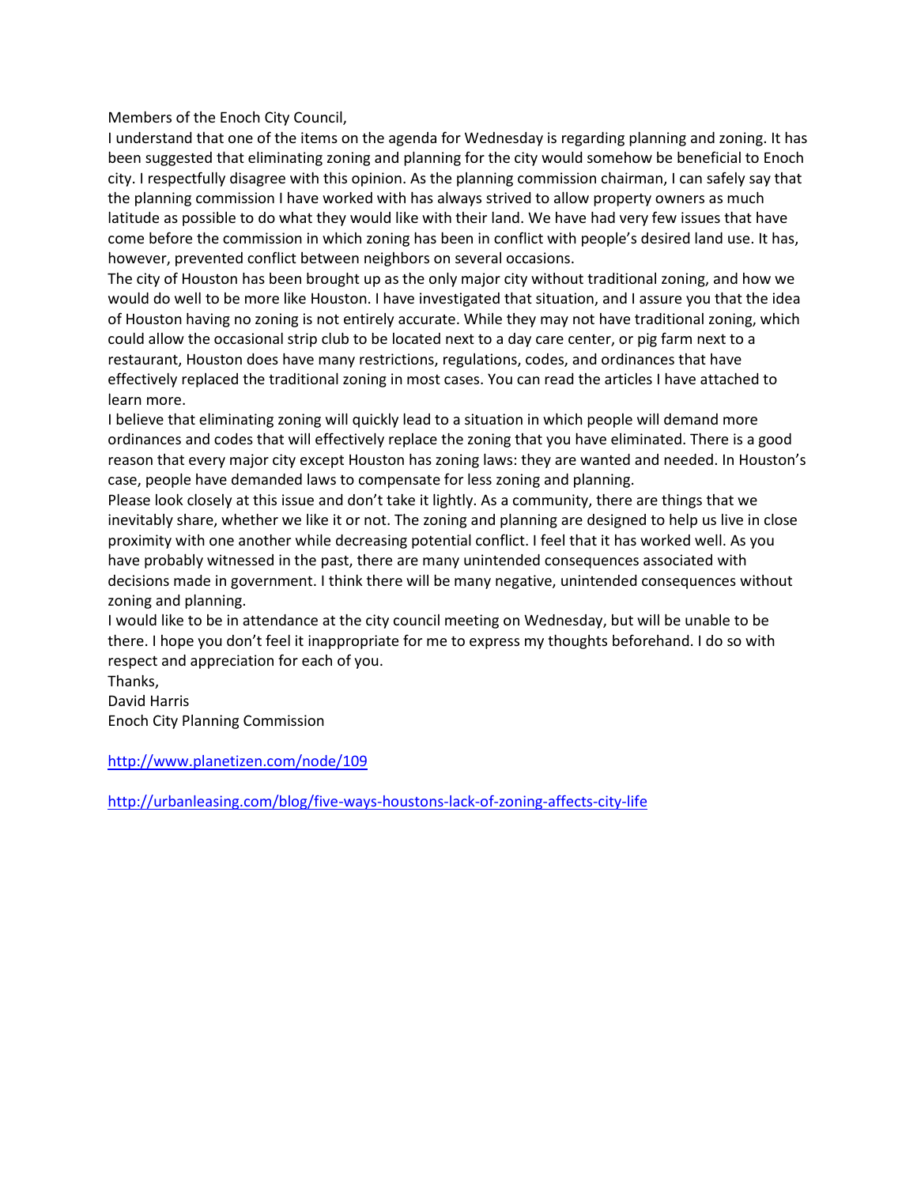Members of the Enoch City Council,

I understand that one of the items on the agenda for Wednesday is regarding planning and zoning. It has been suggested that eliminating zoning and planning for the city would somehow be beneficial to Enoch city. I respectfully disagree with this opinion. As the planning commission chairman, I can safely say that the planning commission I have worked with has always strived to allow property owners as much latitude as possible to do what they would like with their land. We have had very few issues that have come before the commission in which zoning has been in conflict with people's desired land use. It has, however, prevented conflict between neighbors on several occasions.

The city of Houston has been brought up as the only major city without traditional zoning, and how we would do well to be more like Houston. I have investigated that situation, and I assure you that the idea of Houston having no zoning is not entirely accurate. While they may not have traditional zoning, which could allow the occasional strip club to be located next to a day care center, or pig farm next to a restaurant, Houston does have many restrictions, regulations, codes, and ordinances that have effectively replaced the traditional zoning in most cases. You can read the articles I have attached to learn more.

I believe that eliminating zoning will quickly lead to a situation in which people will demand more ordinances and codes that will effectively replace the zoning that you have eliminated. There is a good reason that every major city except Houston has zoning laws: they are wanted and needed. In Houston's case, people have demanded laws to compensate for less zoning and planning.

Please look closely at this issue and don't take it lightly. As a community, there are things that we inevitably share, whether we like it or not. The zoning and planning are designed to help us live in close proximity with one another while decreasing potential conflict. I feel that it has worked well. As you have probably witnessed in the past, there are many unintended consequences associated with decisions made in government. I think there will be many negative, unintended consequences without zoning and planning.

I would like to be in attendance at the city council meeting on Wednesday, but will be unable to be there. I hope you don't feel it inappropriate for me to express my thoughts beforehand. I do so with respect and appreciation for each of you.

Thanks,
David Harris
Enoch City Planning Commission

http://www.planetizen.com/node/109

http://urbanleasing.com/blog/five-ways-houstons-lack-of-zoning-affects-city-life